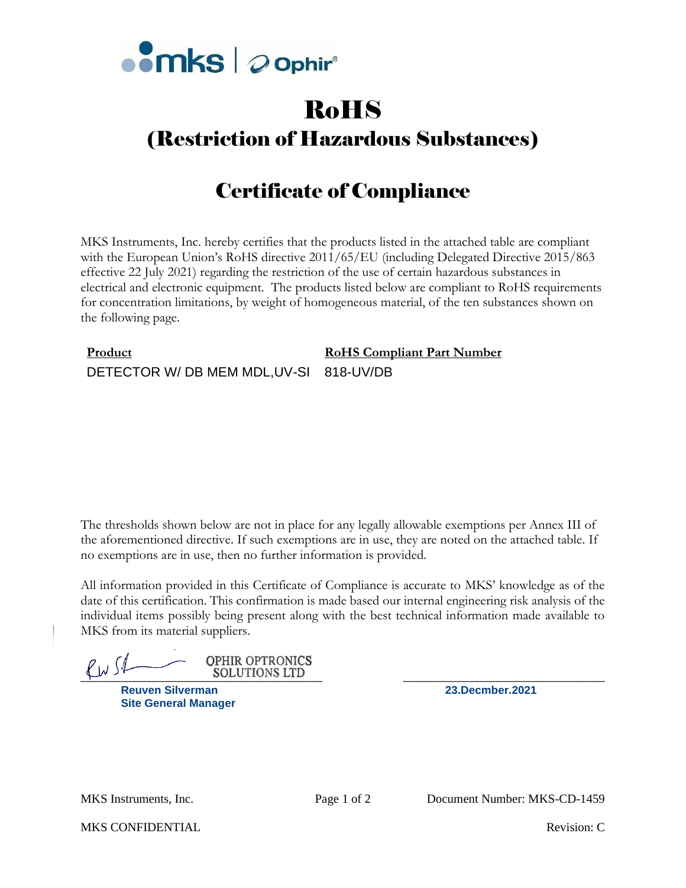# RoHS

## (Restriction of Hazardous Substances)

## Certificate of Compliance

MKS Instruments, Inc. hereby certifies that the products listed in the attached table are compliant with the European Union's RoHS directive 2011/65/EU (including Delegated Directive 2015/863 effective 22 July 2021) regarding the restriction of the use of certain hazardous substances in electrical and electronic equipment. The products listed below are compliant to RoHS requirements for concentration limitations, by weight of homogeneous material, of the ten substances shown on the following page.

| Product | RoHS Compliant Part Number |
|---|---|
| DETECTOR W/ DB MEM MDL,UV-SI | 818-UV/DB |

The thresholds shown below are not in place for any legally allowable exemptions per Annex III of the aforementioned directive. If such exemptions are in use, they are noted on the attached table. If no exemptions are in use, then no further information is provided.

All information provided in this Certificate of Compliance is accurate to MKS' knowledge as of the date of this certification. This confirmation is made based our internal engineering risk analysis of the individual items possibly being present along with the best technical information made available to MKS from its material suppliers.

OPHIR OPTRONICS SOLUTIONS LTD

**Reuven Silverman**
**Site General Manager**

**23.Decmber.2021**

MKS Instruments, Inc. Document Number: MKS-CD-1459

MKS CONFIDENTIAL Revision: C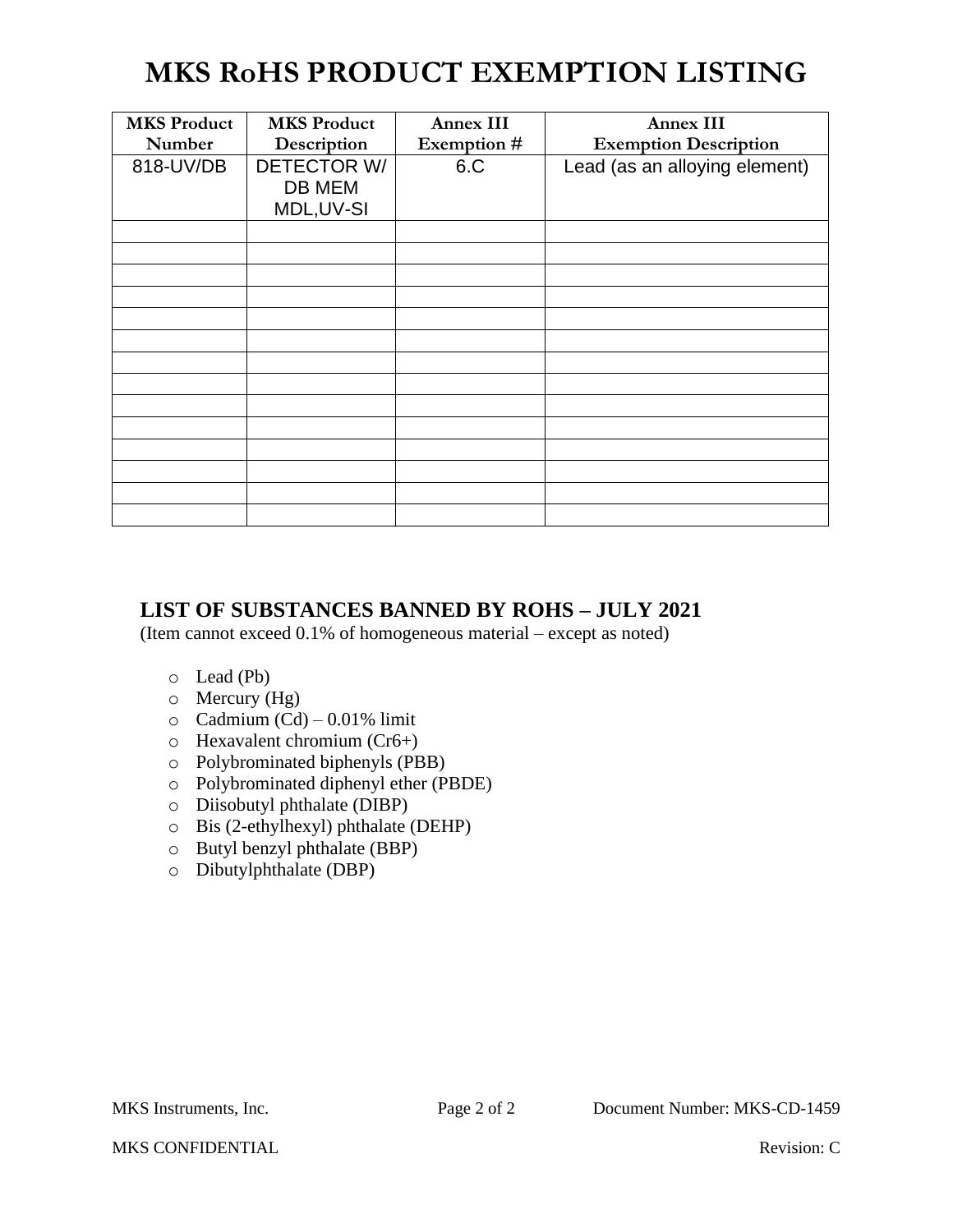# MKS RoHS PRODUCT EXEMPTION LISTING

| MKS Product Number | MKS Product Description | Annex III Exemption # | Annex III Exemption Description |
|---|---|---|---|
| 818-UV/DB | DETECTOR W/ DB MEM MDL,UV-SI | 6.C | Lead (as an alloying element) |
| | | | |
| | | | |
| | | | |
| | | | |
| | | | |
| | | | |
| | | | |
| | | | |
| | | | |
| | | | |
| | | | |
| | | | |
| | | | |
| | | | |

## LIST OF SUBSTANCES BANNED BY ROHS – JULY 2021

(Item cannot exceed 0.1% of homogeneous material – except as noted)

- Lead (Pb)
- Mercury (Hg)
- Cadmium (Cd) – 0.01% limit
- Hexavalent chromium (Cr6+)
- Polybrominated biphenyls (PBB)
- Polybrominated diphenyl ether (PBDE)
- Diisobutyl phthalate (DIBP)
- Bis (2-ethylhexyl) phthalate (DEHP)
- Butyl benzyl phthalate (BBP)
- Dibutylphthalate (DBP)

MKS Instruments, Inc. Document Number: MKS-CD-1459

MKS CONFIDENTIAL Revision: C